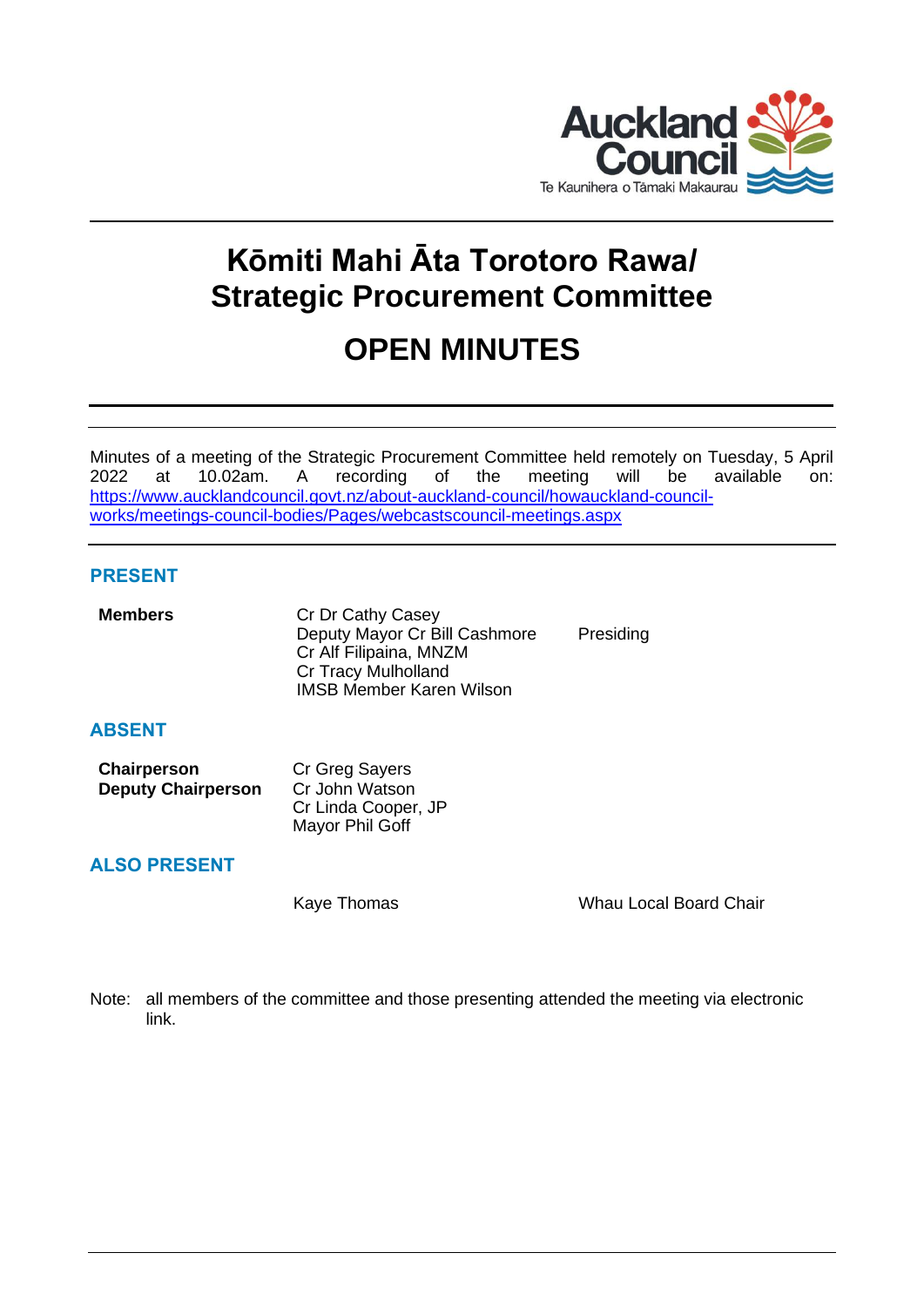# Kōmiti Mahi Āta Torotoro Rawa/ Strategic Procurement Committee

# OPEN MINUTES

Minutes of a meeting of the Strategic Procurement Committee held remotely on Tuesday, 5 April 2022 at 10.02am. A recording of the meeting will be available on: https://www.aucklandcouncil.govt.nz/about-auckland-council/howauckland-council-works/meetings-council-bodies/Pages/webcastscouncil-meetings.aspx

## PRESENT

| | | |
|---|---|---|
| **Members** | Cr Dr Cathy Casey | |
| | Deputy Mayor Cr Bill Cashmore | Presiding |
| | Cr Alf Filipaina, MNZM | |
| | Cr Tracy Mulholland | |
| | IMSB Member Karen Wilson | |

## ABSENT

| | |
|---|---|
| **Chairperson** | Cr Greg Sayers |
| **Deputy Chairperson** | Cr John Watson |
| | Cr Linda Cooper, JP |
| | Mayor Phil Goff |

## ALSO PRESENT

| | |
|---|---|
| Kaye Thomas | Whau Local Board Chair |

Note: all members of the committee and those presenting attended the meeting via electronic link.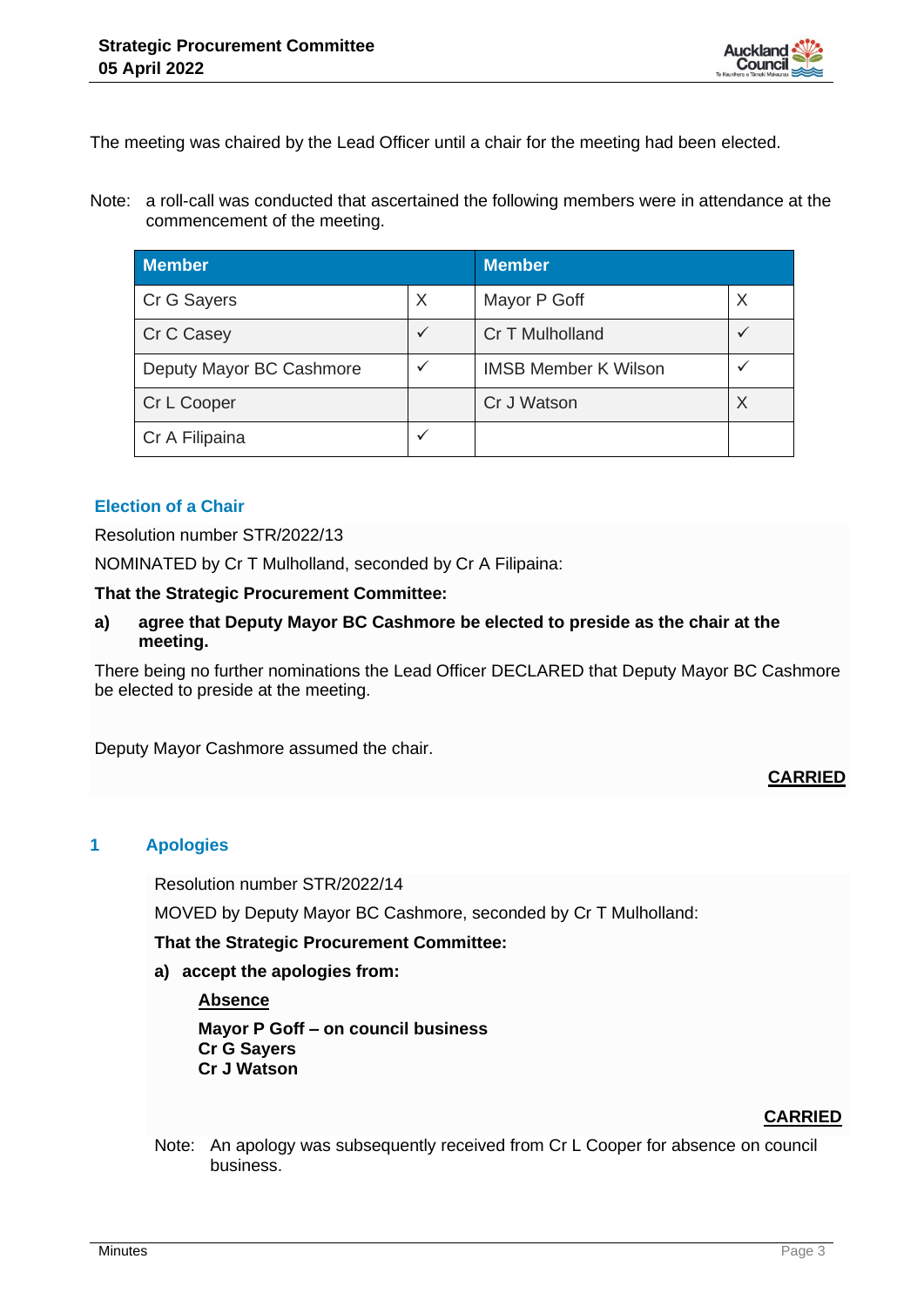The meeting was chaired by the Lead Officer until a chair for the meeting had been elected.

Note: a roll-call was conducted that ascertained the following members were in attendance at the commencement of the meeting.

| Member | | Member | |
|---|---|---|---|
| Cr G Sayers | X | Mayor P Goff | X |
| Cr C Casey | ✓ | Cr T Mulholland | ✓ |
| Deputy Mayor BC Cashmore | ✓ | IMSB Member K Wilson | ✓ |
| Cr L Cooper | | Cr J Watson | X |
| Cr A Filipaina | ✓ | | |

## Election of a Chair

Resolution number STR/2022/13

NOMINATED by Cr T Mulholland, seconded by Cr A Filipaina:

**That the Strategic Procurement Committee:**

**a) agree that Deputy Mayor BC Cashmore be elected to preside as the chair at the meeting.**

There being no further nominations the Lead Officer DECLARED that Deputy Mayor BC Cashmore be elected to preside at the meeting.

Deputy Mayor Cashmore assumed the chair.

**CARRIED**

## 1 Apologies

Resolution number STR/2022/14

MOVED by Deputy Mayor BC Cashmore, seconded by Cr T Mulholland:

**That the Strategic Procurement Committee:**

**a) accept the apologies from:**

**Absence**

**Mayor P Goff – on council business**
**Cr G Sayers**
**Cr J Watson**

**CARRIED**

Note: An apology was subsequently received from Cr L Cooper for absence on council business.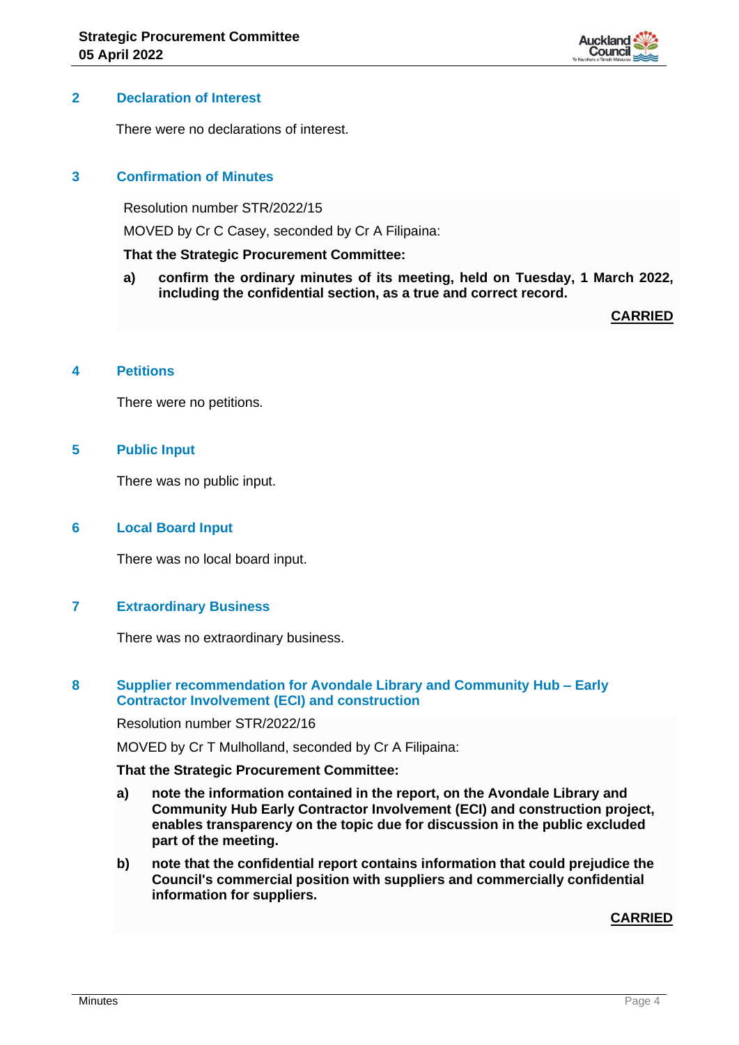## 2 Declaration of Interest

There were no declarations of interest.

## 3 Confirmation of Minutes

Resolution number STR/2022/15

MOVED by Cr C Casey, seconded by Cr A Filipaina:

**That the Strategic Procurement Committee:**

**a) confirm the ordinary minutes of its meeting, held on Tuesday, 1 March 2022, including the confidential section, as a true and correct record.**

**CARRIED**

## 4 Petitions

There were no petitions.

## 5 Public Input

There was no public input.

## 6 Local Board Input

There was no local board input.

## 7 Extraordinary Business

There was no extraordinary business.

## 8 Supplier recommendation for Avondale Library and Community Hub – Early Contractor Involvement (ECI) and construction

Resolution number STR/2022/16

MOVED by Cr T Mulholland, seconded by Cr A Filipaina:

**That the Strategic Procurement Committee:**

**a) note the information contained in the report, on the Avondale Library and Community Hub Early Contractor Involvement (ECI) and construction project, enables transparency on the topic due for discussion in the public excluded part of the meeting.**

**b) note that the confidential report contains information that could prejudice the Council's commercial position with suppliers and commercially confidential information for suppliers.**

**CARRIED**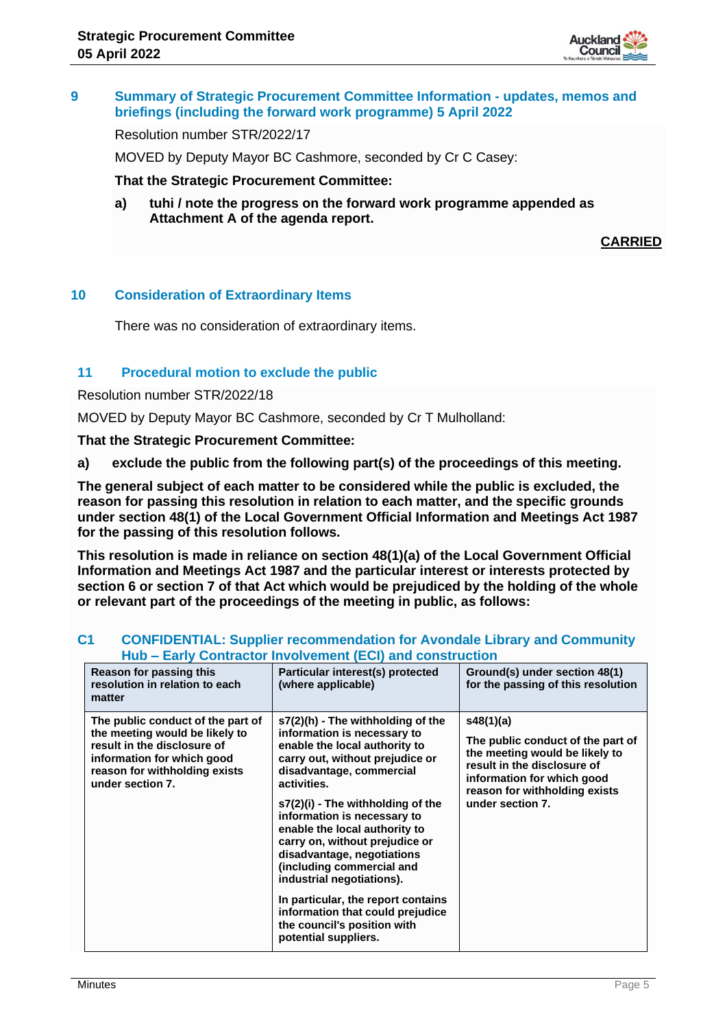## 9 Summary of Strategic Procurement Committee Information - updates, memos and briefings (including the forward work programme) 5 April 2022

Resolution number STR/2022/17

MOVED by Deputy Mayor BC Cashmore, seconded by Cr C Casey:

**That the Strategic Procurement Committee:**

**a) tuhi / note the progress on the forward work programme appended as Attachment A of the agenda report.**

**CARRIED**

## 10 Consideration of Extraordinary Items

There was no consideration of extraordinary items.

## 11 Procedural motion to exclude the public

Resolution number STR/2022/18

MOVED by Deputy Mayor BC Cashmore, seconded by Cr T Mulholland:

**That the Strategic Procurement Committee:**

**a) exclude the public from the following part(s) of the proceedings of this meeting.**

**The general subject of each matter to be considered while the public is excluded, the reason for passing this resolution in relation to each matter, and the specific grounds under section 48(1) of the Local Government Official Information and Meetings Act 1987 for the passing of this resolution follows.**

**This resolution is made in reliance on section 48(1)(a) of the Local Government Official Information and Meetings Act 1987 and the particular interest or interests protected by section 6 or section 7 of that Act which would be prejudiced by the holding of the whole or relevant part of the proceedings of the meeting in public, as follows:**

### C1 CONFIDENTIAL: Supplier recommendation for Avondale Library and Community Hub – Early Contractor Involvement (ECI) and construction

| Reason for passing this resolution in relation to each matter | Particular interest(s) protected (where applicable) | Ground(s) under section 48(1) for the passing of this resolution |
|---|---|---|
| The public conduct of the part of the meeting would be likely to result in the disclosure of information for which good reason for withholding exists under section 7. | s7(2)(h) - The withholding of the information is necessary to enable the local authority to carry out, without prejudice or disadvantage, commercial activities.<br><br>s7(2)(i) - The withholding of the information is necessary to enable the local authority to carry on, without prejudice or disadvantage, negotiations (including commercial and industrial negotiations).<br><br>In particular, the report contains information that could prejudice the council's position with potential suppliers. | s48(1)(a)<br><br>The public conduct of the part of the meeting would be likely to result in the disclosure of information for which good reason for withholding exists under section 7. |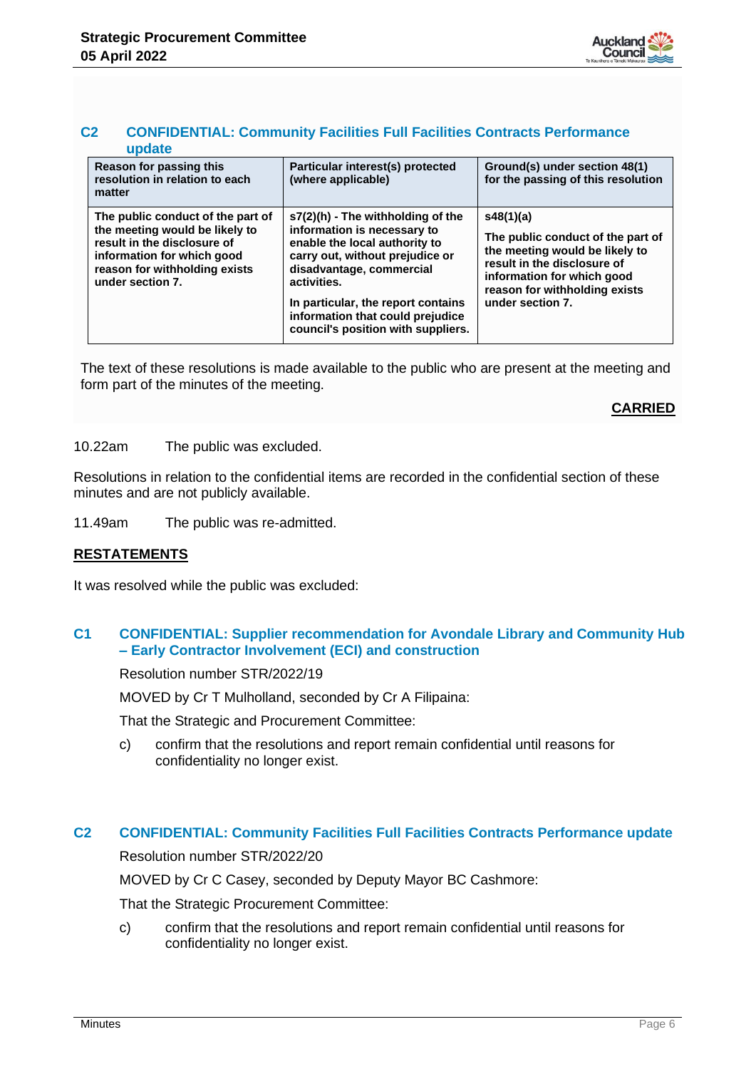### C2 CONFIDENTIAL: Community Facilities Full Facilities Contracts Performance update

| Reason for passing this resolution in relation to each matter | Particular interest(s) protected (where applicable) | Ground(s) under section 48(1) for the passing of this resolution |
|---|---|---|
| The public conduct of the part of the meeting would be likely to result in the disclosure of information for which good reason for withholding exists under section 7. | s7(2)(h) - The withholding of the information is necessary to enable the local authority to carry out, without prejudice or disadvantage, commercial activities.<br><br>In particular, the report contains information that could prejudice council's position with suppliers. | s48(1)(a)<br><br>The public conduct of the part of the meeting would be likely to result in the disclosure of information for which good reason for withholding exists under section 7. |

The text of these resolutions is made available to the public who are present at the meeting and form part of the minutes of the meeting.

**CARRIED**

10.22am The public was excluded.

Resolutions in relation to the confidential items are recorded in the confidential section of these minutes and are not publicly available.

11.49am The public was re-admitted.

**RESTATEMENTS**

It was resolved while the public was excluded:

### C1 CONFIDENTIAL: Supplier recommendation for Avondale Library and Community Hub – Early Contractor Involvement (ECI) and construction

Resolution number STR/2022/19

MOVED by Cr T Mulholland, seconded by Cr A Filipaina:

That the Strategic and Procurement Committee:

c) confirm that the resolutions and report remain confidential until reasons for confidentiality no longer exist.

### C2 CONFIDENTIAL: Community Facilities Full Facilities Contracts Performance update

Resolution number STR/2022/20

MOVED by Cr C Casey, seconded by Deputy Mayor BC Cashmore:

That the Strategic Procurement Committee:

c) confirm that the resolutions and report remain confidential until reasons for confidentiality no longer exist.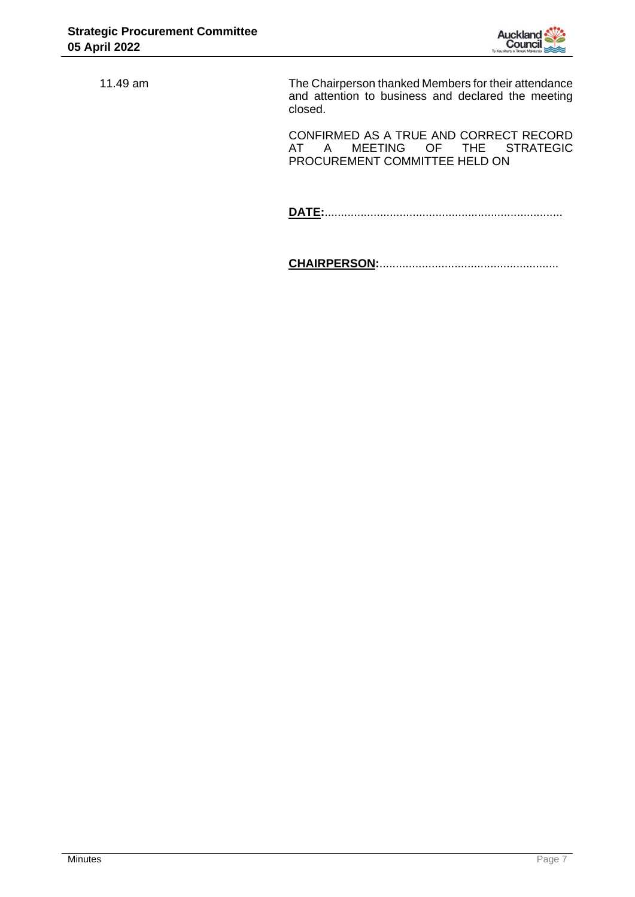11.49 am The Chairperson thanked Members for their attendance and attention to business and declared the meeting closed.

CONFIRMED AS A TRUE AND CORRECT RECORD AT A MEETING OF THE STRATEGIC PROCUREMENT COMMITTEE HELD ON

**DATE:**.........................................................................

**CHAIRPERSON:**.......................................................